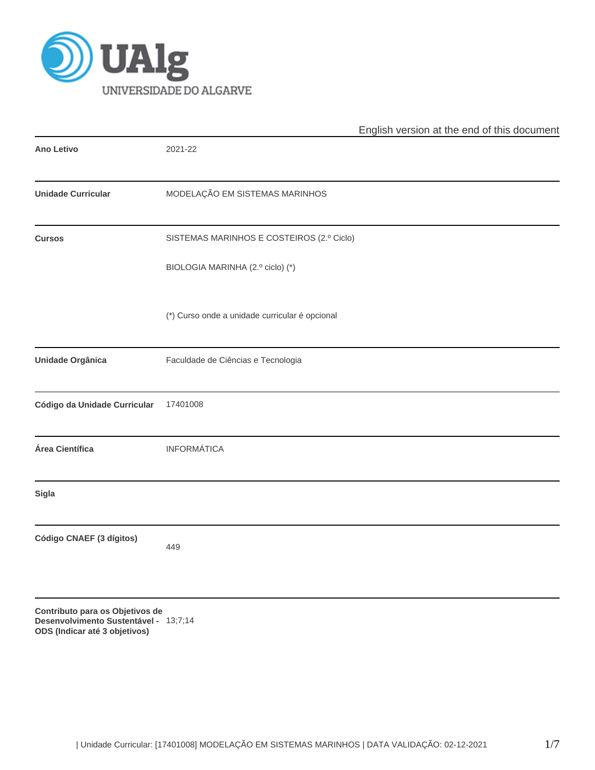English version at the end of this document

| | |
|---|---|
| **Ano Letivo** | 2021-22 |
| **Unidade Curricular** | MODELAÇÃO EM SISTEMAS MARINHOS |
| **Cursos** | SISTEMAS MARINHOS E COSTEIROS (2.º Ciclo)<br><br>BIOLOGIA MARINHA (2.º ciclo) (*)<br><br>(*) Curso onde a unidade curricular é opcional |
| **Unidade Orgânica** | Faculdade de Ciências e Tecnologia |
| **Código da Unidade Curricular** | 17401008 |
| **Área Científica** | INFORMÁTICA |
| **Sigla** | |
| **Código CNAEF (3 dígitos)** | 449 |
| **Contributo para os Objetivos de Desenvolvimento Sustentável - ODS (Indicar até 3 objetivos)** | 13;7;14 |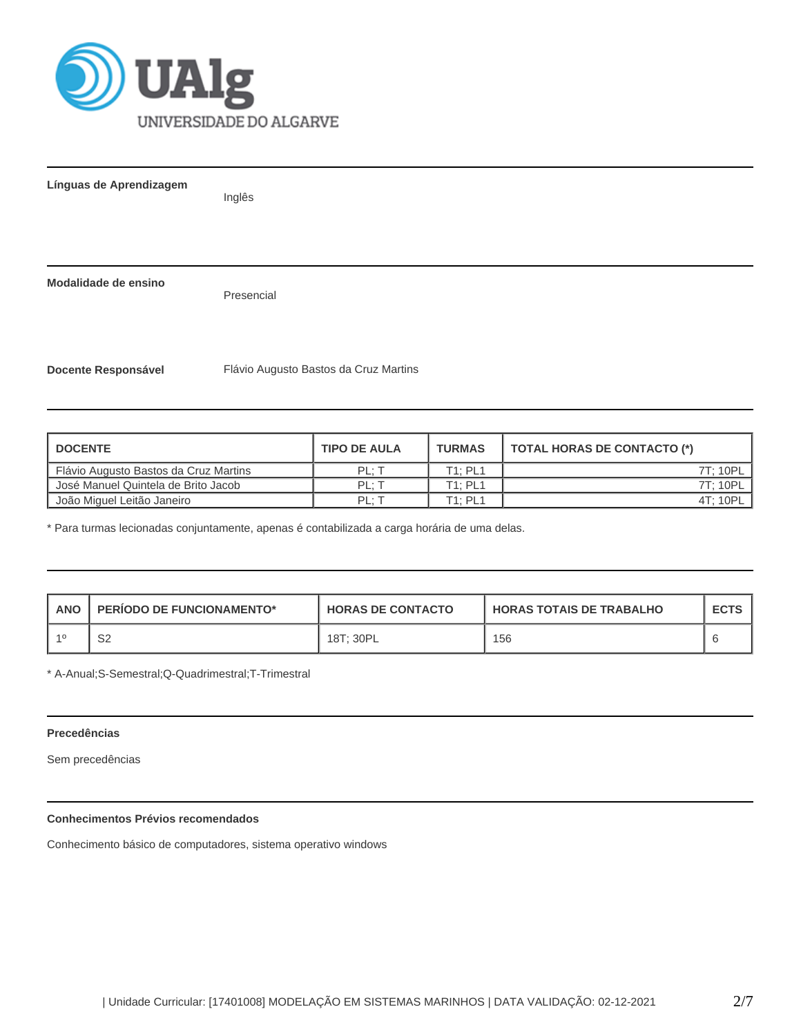**Línguas de Aprendizagem**

Inglês

**Modalidade de ensino**

Presencial

**Docente Responsável**

Flávio Augusto Bastos da Cruz Martins

| DOCENTE | TIPO DE AULA | TURMAS | TOTAL HORAS DE CONTACTO (*) |
|---|---|---|---|
| Flávio Augusto Bastos da Cruz Martins | PL; T | T1; PL1 | 7T; 10PL |
| José Manuel Quintela de Brito Jacob | PL; T | T1; PL1 | 7T; 10PL |
| João Miguel Leitão Janeiro | PL; T | T1; PL1 | 4T; 10PL |

* Para turmas lecionadas conjuntamente, apenas é contabilizada a carga horária de uma delas.

| ANO | PERÍODO DE FUNCIONAMENTO* | HORAS DE CONTACTO | HORAS TOTAIS DE TRABALHO | ECTS |
|---|---|---|---|---|
| 1º | S2 | 18T; 30PL | 156 | 6 |

* A-Anual;S-Semestral;Q-Quadrimestral;T-Trimestral

**Precedências**

Sem precedências

**Conhecimentos Prévios recomendados**

Conhecimento básico de computadores, sistema operativo windows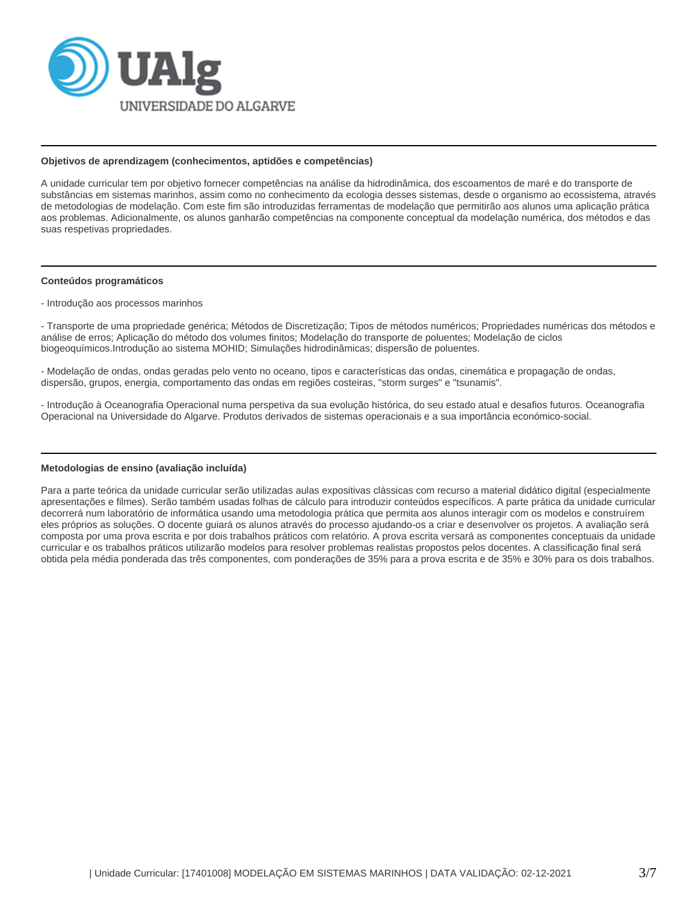### Objetivos de aprendizagem (conhecimentos, aptidões e competências)

A unidade curricular tem por objetivo fornecer competências na análise da hidrodinâmica, dos escoamentos de maré e do transporte de substâncias em sistemas marinhos, assim como no conhecimento da ecologia desses sistemas, desde o organismo ao ecossistema, através de metodologias de modelação. Com este fim são introduzidas ferramentas de modelação que permitirão aos alunos uma aplicação prática aos problemas. Adicionalmente, os alunos ganharão competências na componente conceptual da modelação numérica, dos métodos e das suas respetivas propriedades.

### Conteúdos programáticos

- Introdução aos processos marinhos

- Transporte de uma propriedade genérica; Métodos de Discretização; Tipos de métodos numéricos; Propriedades numéricas dos métodos e análise de erros; Aplicação do método dos volumes finitos; Modelação do transporte de poluentes; Modelação de ciclos biogeoquímicos.Introdução ao sistema MOHID; Simulações hidrodinâmicas; dispersão de poluentes.

- Modelação de ondas, ondas geradas pelo vento no oceano, tipos e características das ondas, cinemática e propagação de ondas, dispersão, grupos, energia, comportamento das ondas em regiões costeiras, "storm surges" e "tsunamis".

- Introdução à Oceanografia Operacional numa perspetiva da sua evolução histórica, do seu estado atual e desafios futuros. Oceanografia Operacional na Universidade do Algarve. Produtos derivados de sistemas operacionais e a sua importância económico-social.

### Metodologias de ensino (avaliação incluída)

Para a parte teórica da unidade curricular serão utilizadas aulas expositivas clássicas com recurso a material didático digital (especialmente apresentações e filmes). Serão também usadas folhas de cálculo para introduzir conteúdos específicos. A parte prática da unidade curricular decorrerá num laboratório de informática usando uma metodologia prática que permita aos alunos interagir com os modelos e construírem eles próprios as soluções. O docente guiará os alunos através do processo ajudando-os a criar e desenvolver os projetos. A avaliação será composta por uma prova escrita e por dois trabalhos práticos com relatório. A prova escrita versará as componentes conceptuais da unidade curricular e os trabalhos práticos utilizarão modelos para resolver problemas realistas propostos pelos docentes. A classificação final será obtida pela média ponderada das três componentes, com ponderações de 35% para a prova escrita e de 35% e 30% para os dois trabalhos.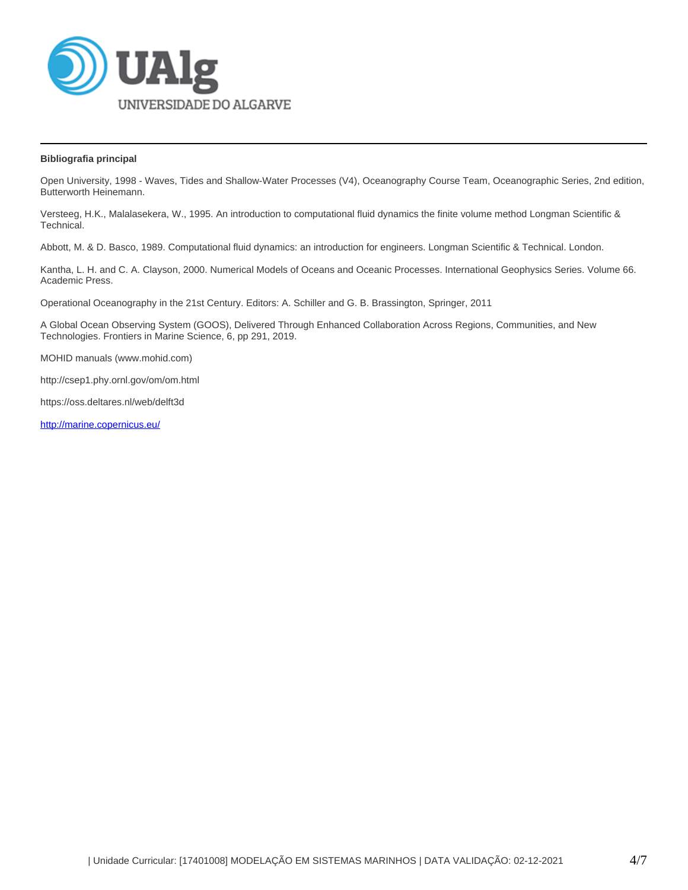**Bibliografia principal**

Open University, 1998 - Waves, Tides and Shallow-Water Processes (V4), Oceanography Course Team, Oceanographic Series, 2nd edition, Butterworth Heinemann.

Versteeg, H.K., Malalasekera, W., 1995. An introduction to computational fluid dynamics the finite volume method Longman Scientific & Technical.

Abbott, M. & D. Basco, 1989. Computational fluid dynamics: an introduction for engineers. Longman Scientific & Technical. London.

Kantha, L. H. and C. A. Clayson, 2000. Numerical Models of Oceans and Oceanic Processes. International Geophysics Series. Volume 66. Academic Press.

Operational Oceanography in the 21st Century. Editors: A. Schiller and G. B. Brassington, Springer, 2011

A Global Ocean Observing System (GOOS), Delivered Through Enhanced Collaboration Across Regions, Communities, and New Technologies. Frontiers in Marine Science, 6, pp 291, 2019.

MOHID manuals (www.mohid.com)

http://csep1.phy.ornl.gov/om/om.html

https://oss.deltares.nl/web/delft3d

http://marine.copernicus.eu/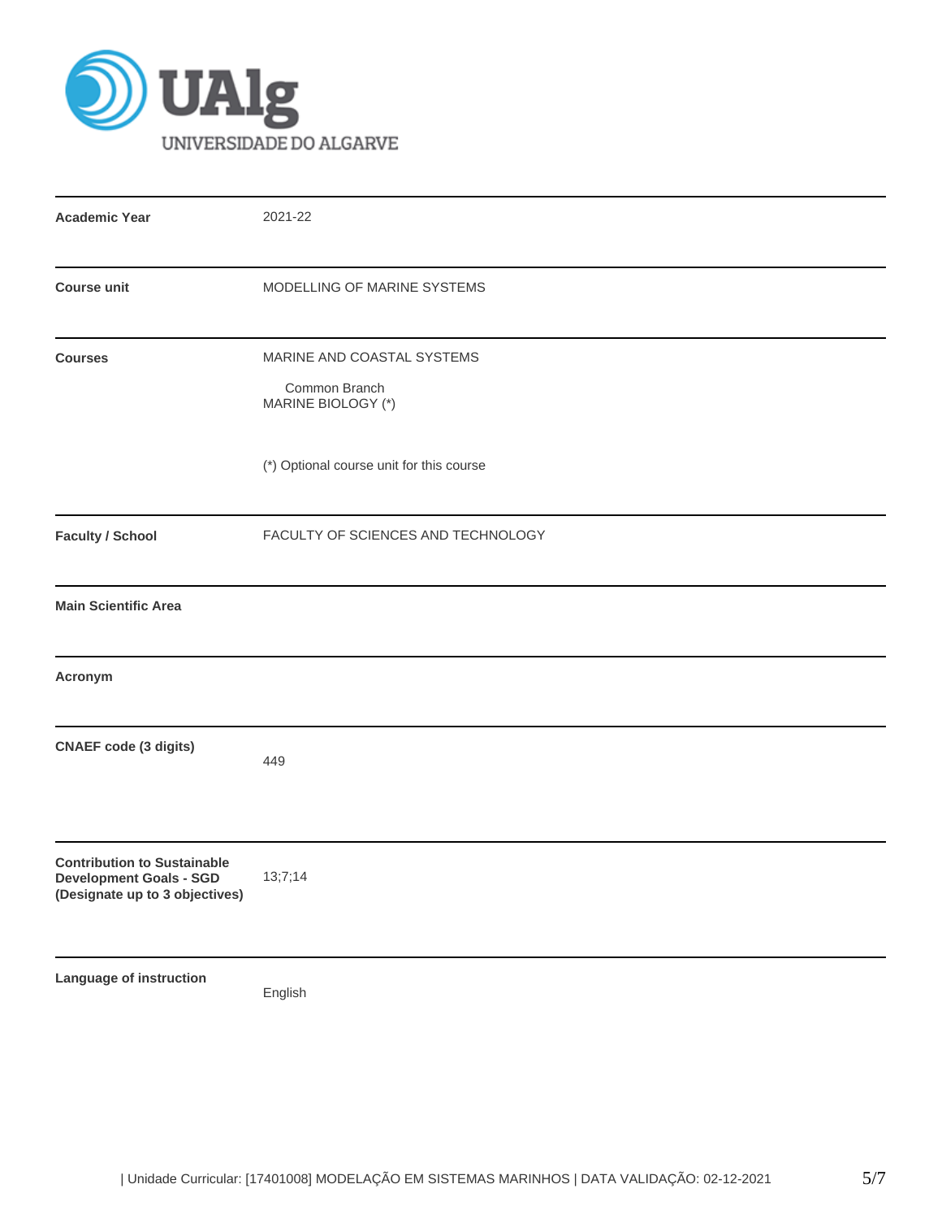| | |
|---|---|
| **Academic Year** | 2021-22 |
| **Course unit** | MODELLING OF MARINE SYSTEMS |
| **Courses** | MARINE AND COASTAL SYSTEMS<br>Common Branch<br>MARINE BIOLOGY (*)<br><br>(*) Optional course unit for this course |
| **Faculty / School** | FACULTY OF SCIENCES AND TECHNOLOGY |
| **Main Scientific Area** | |
| **Acronym** | |
| **CNAEF code (3 digits)** | 449 |
| **Contribution to Sustainable Development Goals - SGD (Designate up to 3 objectives)** | 13;7;14 |
| **Language of instruction** | English |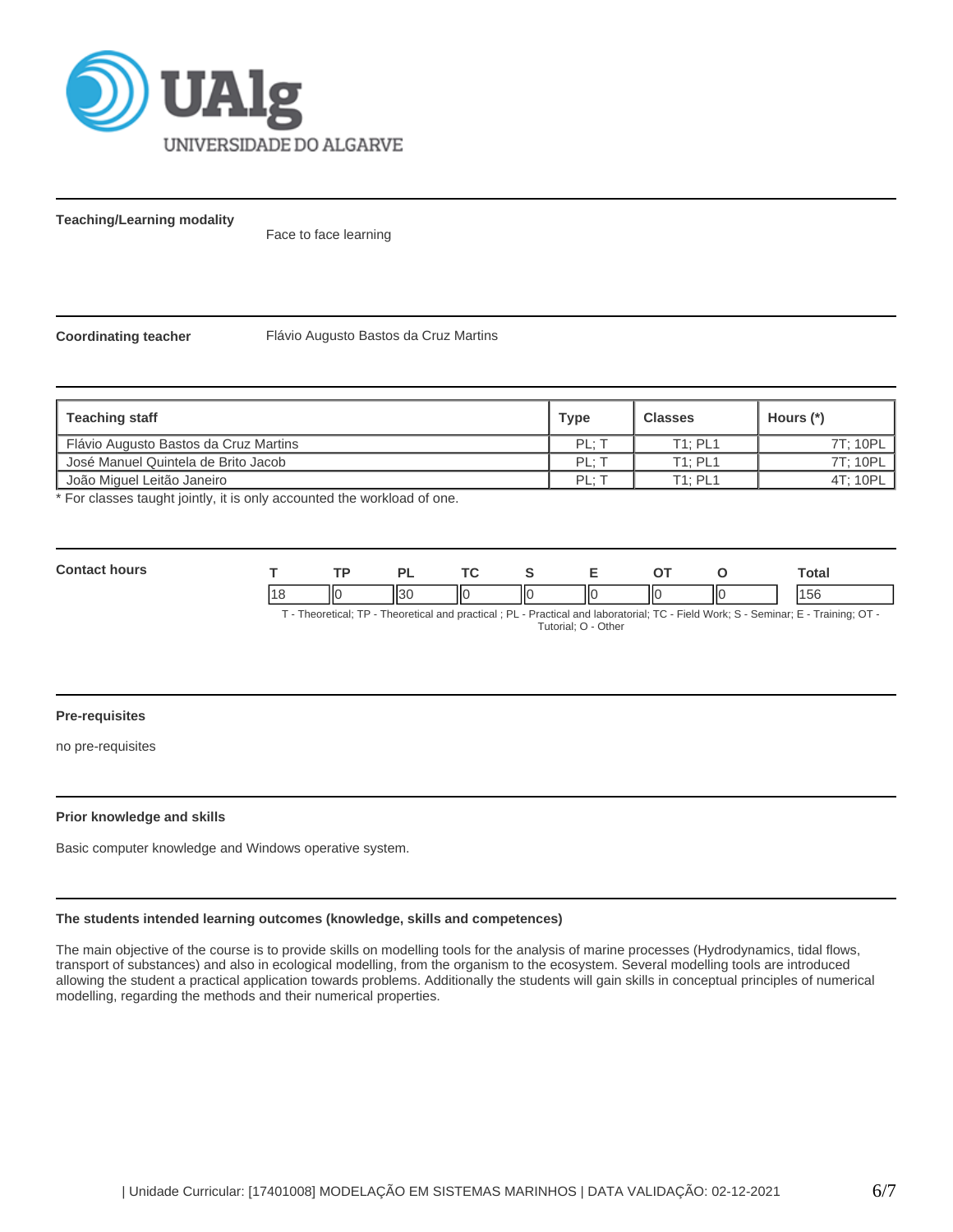**Teaching/Learning modality**

Face to face learning

**Coordinating teacher**

Flávio Augusto Bastos da Cruz Martins

| Teaching staff | Type | Classes | Hours (*) |
|---|---|---|---|
| Flávio Augusto Bastos da Cruz Martins | PL; T | T1; PL1 | 7T; 10PL |
| José Manuel Quintela de Brito Jacob | PL; T | T1; PL1 | 7T; 10PL |
| João Miguel Leitão Janeiro | PL; T | T1; PL1 | 4T; 10PL |

* For classes taught jointly, it is only accounted the workload of one.

**Contact hours**

| T | TP | PL | TC | S | E | OT | O | Total |
|---|---|---|---|---|---|---|---|---|
| 18 | 0 | 30 | 0 | 0 | 0 | 0 | 0 | 156 |

T - Theoretical; TP - Theoretical and practical ; PL - Practical and laboratorial; TC - Field Work; S - Seminar; E - Training; OT - Tutorial; O - Other

**Pre-requisites**

no pre-requisites

**Prior knowledge and skills**

Basic computer knowledge and Windows operative system.

**The students intended learning outcomes (knowledge, skills and competences)**

The main objective of the course is to provide skills on modelling tools for the analysis of marine processes (Hydrodynamics, tidal flows, transport of substances) and also in ecological modelling, from the organism to the ecosystem. Several modelling tools are introduced allowing the student a practical application towards problems. Additionally the students will gain skills in conceptual principles of numerical modelling, regarding the methods and their numerical properties.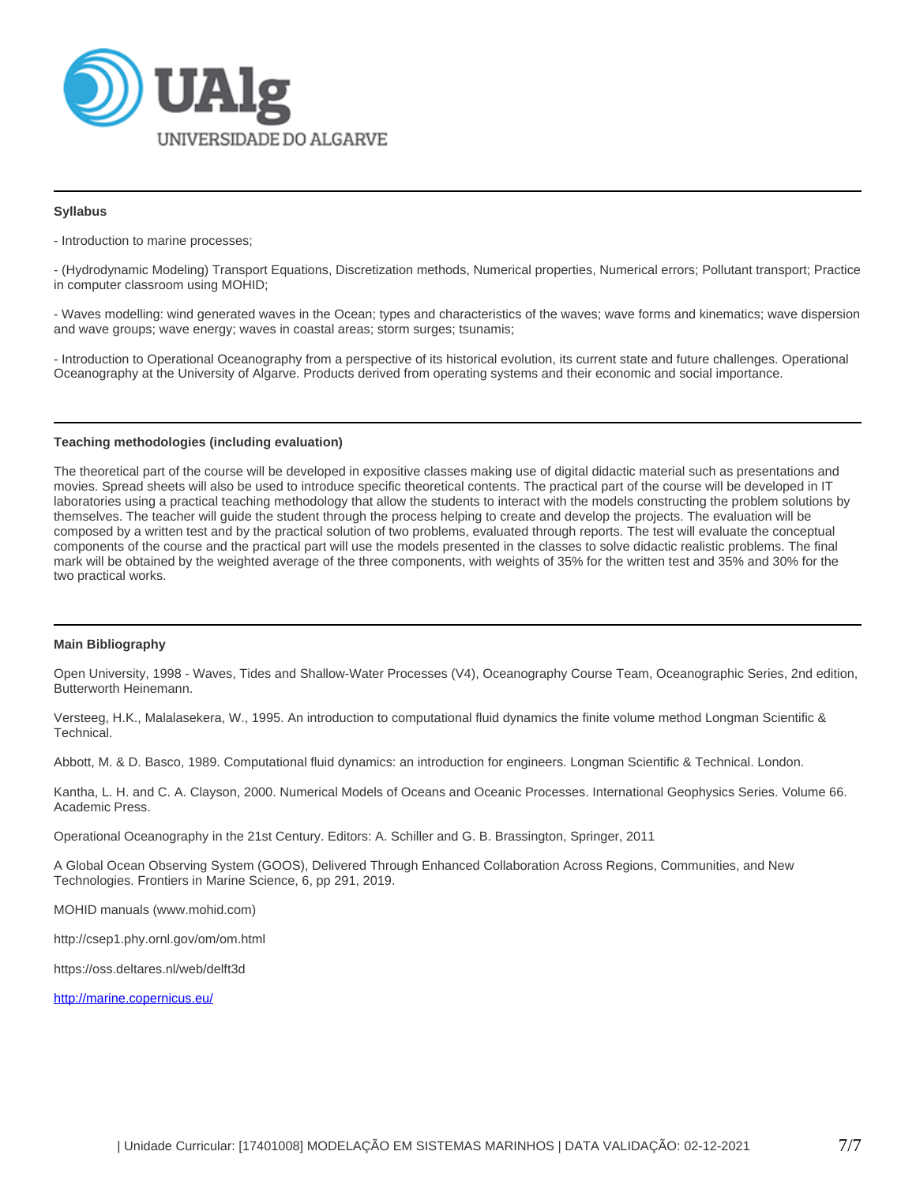UAlg
UNIVERSIDADE DO ALGARVE

### Syllabus

- Introduction to marine processes;

- (Hydrodynamic Modeling) Transport Equations, Discretization methods, Numerical properties, Numerical errors; Pollutant transport; Practice in computer classroom using MOHID;

- Waves modelling: wind generated waves in the Ocean; types and characteristics of the waves; wave forms and kinematics; wave dispersion and wave groups; wave energy; waves in coastal areas; storm surges; tsunamis;

- Introduction to Operational Oceanography from a perspective of its historical evolution, its current state and future challenges. Operational Oceanography at the University of Algarve. Products derived from operating systems and their economic and social importance.

### Teaching methodologies (including evaluation)

The theoretical part of the course will be developed in expositive classes making use of digital didactic material such as presentations and movies. Spread sheets will also be used to introduce specific theoretical contents. The practical part of the course will be developed in IT laboratories using a practical teaching methodology that allow the students to interact with the models constructing the problem solutions by themselves. The teacher will guide the student through the process helping to create and develop the projects. The evaluation will be composed by a written test and by the practical solution of two problems, evaluated through reports. The test will evaluate the conceptual components of the course and the practical part will use the models presented in the classes to solve didactic realistic problems. The final mark will be obtained by the weighted average of the three components, with weights of 35% for the written test and 35% and 30% for the two practical works.

### Main Bibliography

Open University, 1998 - Waves, Tides and Shallow-Water Processes (V4), Oceanography Course Team, Oceanographic Series, 2nd edition, Butterworth Heinemann.

Versteeg, H.K., Malalasekera, W., 1995. An introduction to computational fluid dynamics the finite volume method Longman Scientific & Technical.

Abbott, M. & D. Basco, 1989. Computational fluid dynamics: an introduction for engineers. Longman Scientific & Technical. London.

Kantha, L. H. and C. A. Clayson, 2000. Numerical Models of Oceans and Oceanic Processes. International Geophysics Series. Volume 66. Academic Press.

Operational Oceanography in the 21st Century. Editors: A. Schiller and G. B. Brassington, Springer, 2011

A Global Ocean Observing System (GOOS), Delivered Through Enhanced Collaboration Across Regions, Communities, and New Technologies. Frontiers in Marine Science, 6, pp 291, 2019.

MOHID manuals (www.mohid.com)

http://csep1.phy.ornl.gov/om/om.html

https://oss.deltares.nl/web/delft3d

http://marine.copernicus.eu/